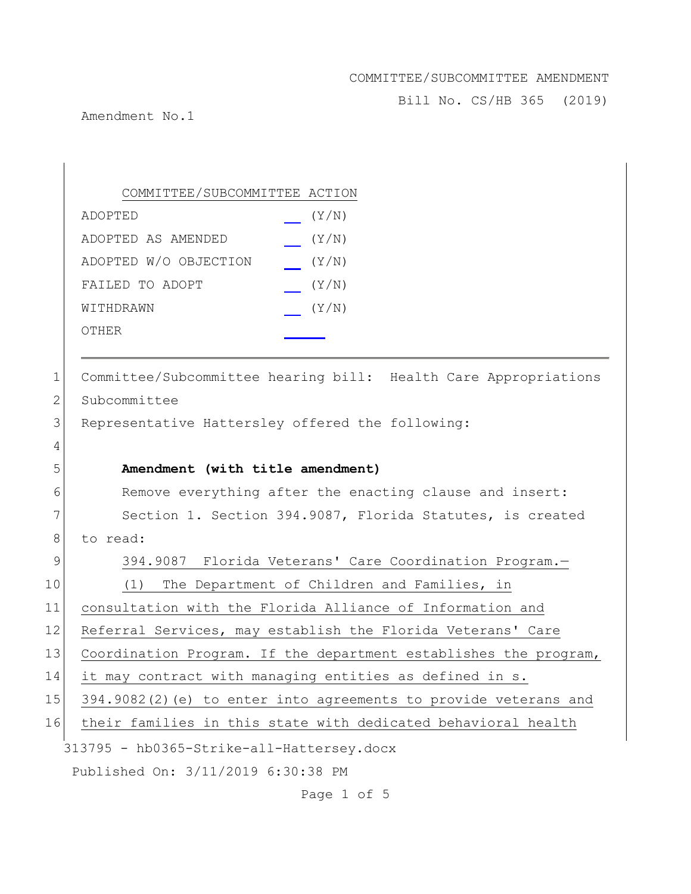COMMITTEE/SUBCOMMITTEE AMENDMENT

Bill No. CS/HB 365 (2019)

Amendment No.1

| COMMITTEE/SUBCOMMITTEE ACTION | |
|---|---|
| ADOPTED | __ (Y/N) |
| ADOPTED AS AMENDED | __ (Y/N) |
| ADOPTED W/O OBJECTION | __ (Y/N) |
| FAILED TO ADOPT | __ (Y/N) |
| WITHDRAWN | __ (Y/N) |
| OTHER | ____ |

1 Committee/Subcommittee hearing bill: Health Care Appropriations
2 Subcommittee
3 Representative Hattersley offered the following:
4
5 **Amendment (with title amendment)**
6 Remove everything after the enacting clause and insert:
7 Section 1. Section 394.9087, Florida Statutes, is created
8 to read:
9 394.9087 Florida Veterans' Care Coordination Program.—
10 (1) The Department of Children and Families, in
11 consultation with the Florida Alliance of Information and
12 Referral Services, may establish the Florida Veterans' Care
13 Coordination Program. If the department establishes the program,
14 it may contract with managing entities as defined in s.
15 394.9082(2)(e) to enter into agreements to provide veterans and
16 their families in this state with dedicated behavioral health

313795 - hb0365-Strike-all-Hattersey.docx

Published On: 3/11/2019 6:30:38 PM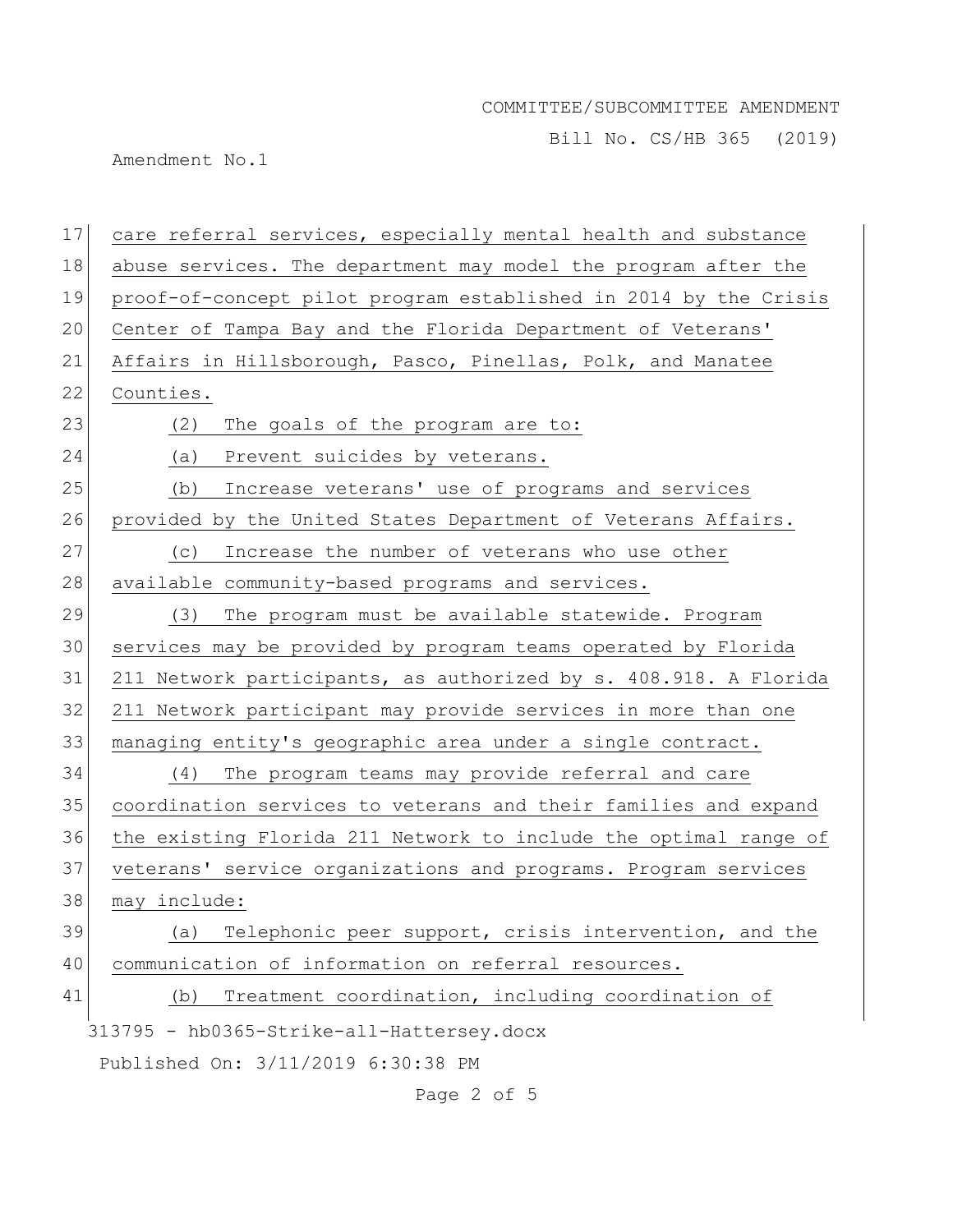care referral services, especially mental health and substance abuse services. The department may model the program after the proof-of-concept pilot program established in 2014 by the Crisis Center of Tampa Bay and the Florida Department of Veterans' Affairs in Hillsborough, Pasco, Pinellas, Polk, and Manatee Counties.

(2) The goals of the program are to:

(a) Prevent suicides by veterans.

(b) Increase veterans' use of programs and services provided by the United States Department of Veterans Affairs.

(c) Increase the number of veterans who use other available community-based programs and services.

(3) The program must be available statewide. Program services may be provided by program teams operated by Florida 211 Network participants, as authorized by s. 408.918. A Florida 211 Network participant may provide services in more than one managing entity's geographic area under a single contract.

(4) The program teams may provide referral and care coordination services to veterans and their families and expand the existing Florida 211 Network to include the optimal range of veterans' service organizations and programs. Program services may include:

(a) Telephonic peer support, crisis intervention, and the communication of information on referral resources.

(b) Treatment coordination, including coordination of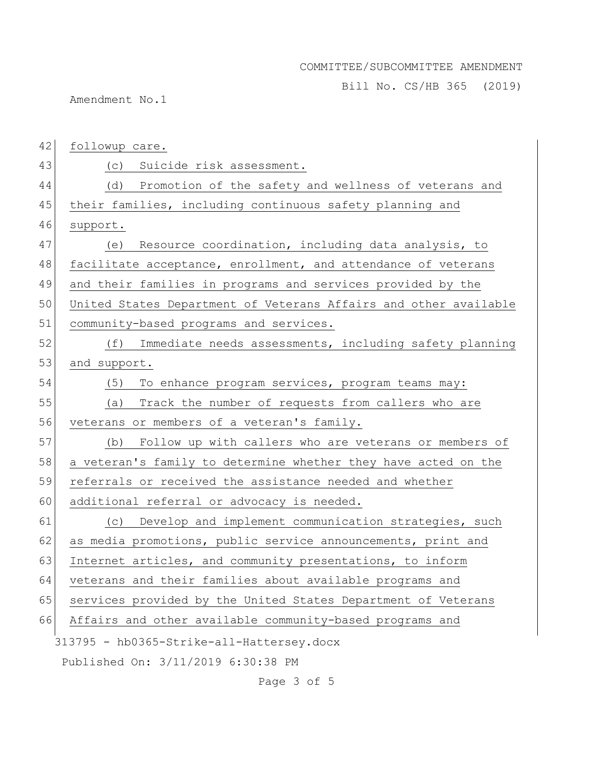followup care.

(c) Suicide risk assessment.

(d) Promotion of the safety and wellness of veterans and their families, including continuous safety planning and support.

(e) Resource coordination, including data analysis, to facilitate acceptance, enrollment, and attendance of veterans and their families in programs and services provided by the United States Department of Veterans Affairs and other available community-based programs and services.

(f) Immediate needs assessments, including safety planning and support.

(5) To enhance program services, program teams may:

(a) Track the number of requests from callers who are veterans or members of a veteran's family.

(b) Follow up with callers who are veterans or members of a veteran's family to determine whether they have acted on the referrals or received the assistance needed and whether additional referral or advocacy is needed.

(c) Develop and implement communication strategies, such as media promotions, public service announcements, print and Internet articles, and community presentations, to inform veterans and their families about available programs and services provided by the United States Department of Veterans Affairs and other available community-based programs and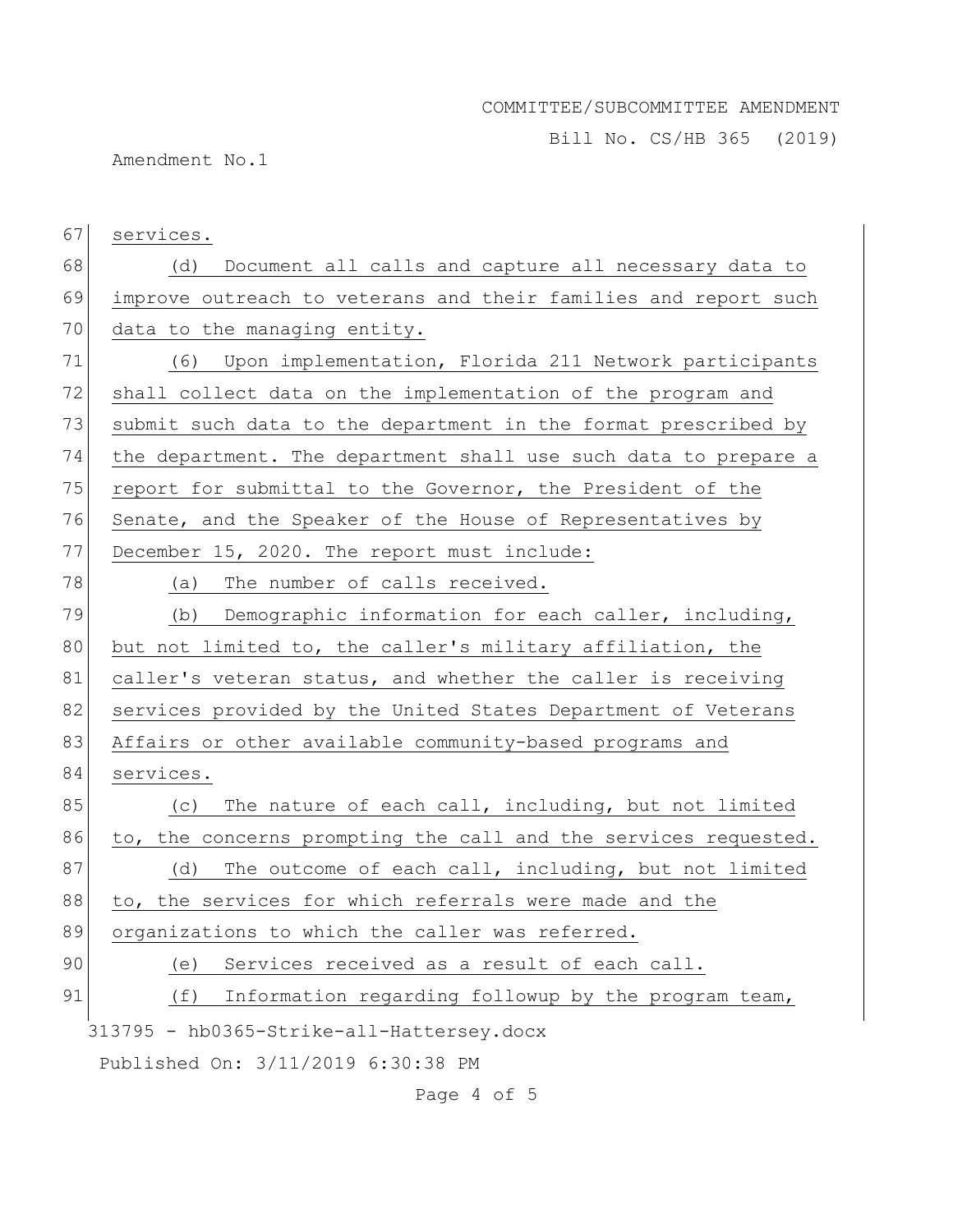services.

(d) Document all calls and capture all necessary data to improve outreach to veterans and their families and report such data to the managing entity.

(6) Upon implementation, Florida 211 Network participants shall collect data on the implementation of the program and submit such data to the department in the format prescribed by the department. The department shall use such data to prepare a report for submittal to the Governor, the President of the Senate, and the Speaker of the House of Representatives by December 15, 2020. The report must include:

(a) The number of calls received.

(b) Demographic information for each caller, including, but not limited to, the caller's military affiliation, the caller's veteran status, and whether the caller is receiving services provided by the United States Department of Veterans Affairs or other available community-based programs and services.

(c) The nature of each call, including, but not limited to, the concerns prompting the call and the services requested.

(d) The outcome of each call, including, but not limited to, the services for which referrals were made and the organizations to which the caller was referred.

(e) Services received as a result of each call.

(f) Information regarding followup by the program team,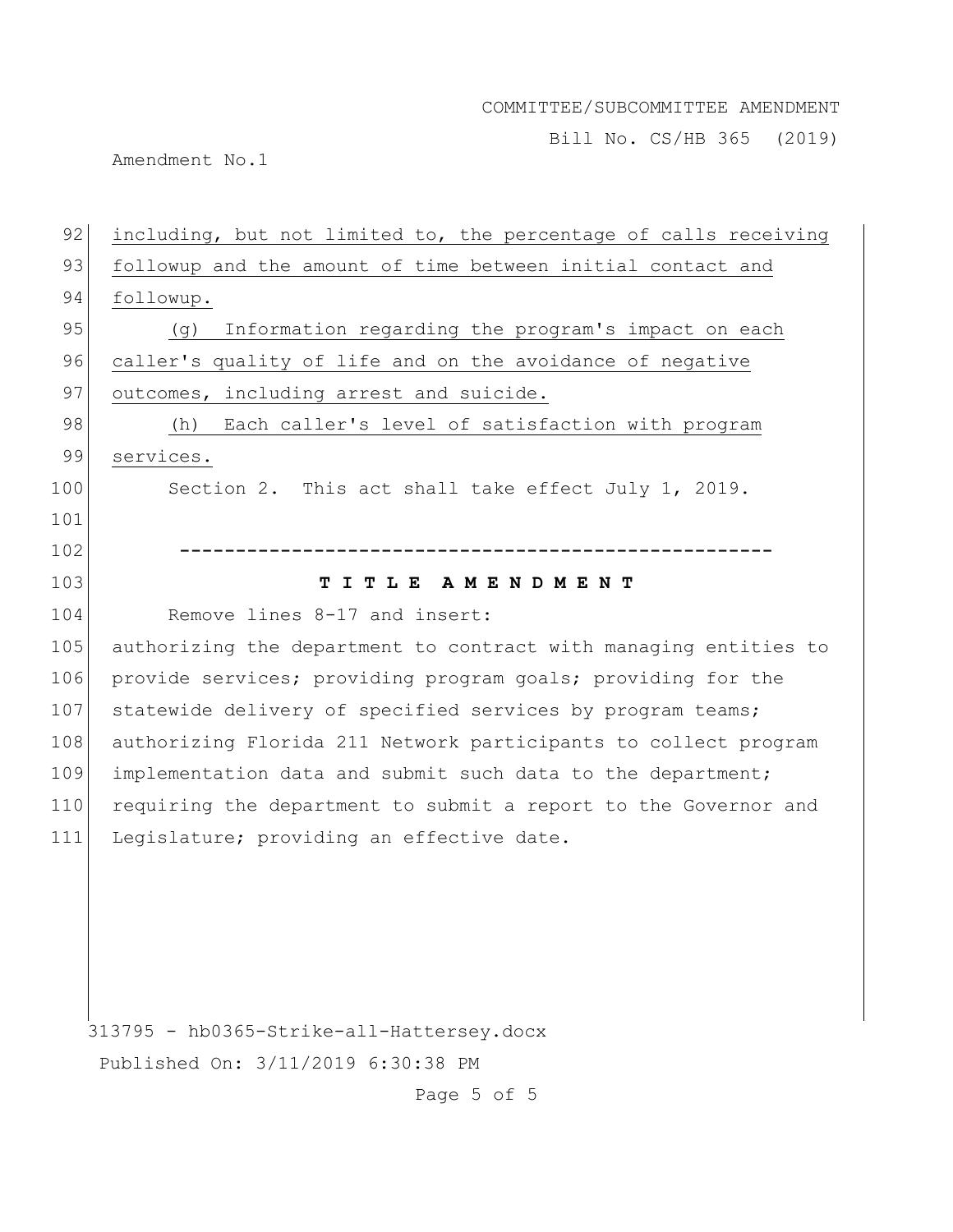including, but not limited to, the percentage of calls receiving followup and the amount of time between initial contact and followup.

(g) Information regarding the program's impact on each caller's quality of life and on the avoidance of negative outcomes, including arrest and suicide.

(h) Each caller's level of satisfaction with program services.

Section 2. This act shall take effect July 1, 2019.

-----------------------------------------------------

**T I T L E A M E N D M E N T**

Remove lines 8-17 and insert:

authorizing the department to contract with managing entities to provide services; providing program goals; providing for the statewide delivery of specified services by program teams; authorizing Florida 211 Network participants to collect program implementation data and submit such data to the department; requiring the department to submit a report to the Governor and Legislature; providing an effective date.